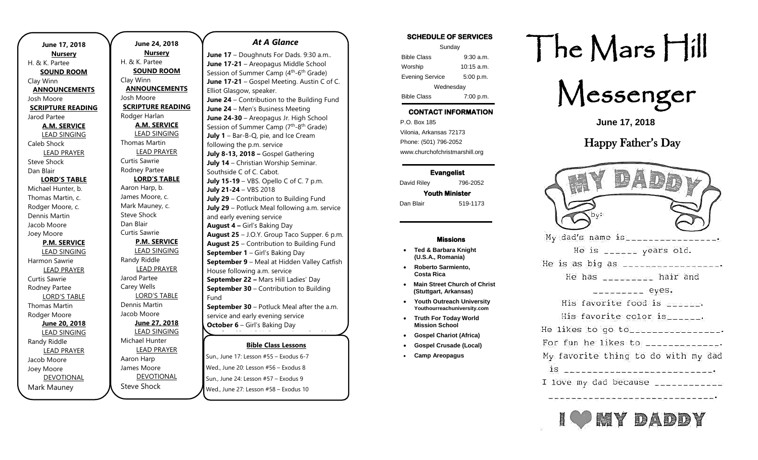**June 17, 2018**

**Nursery**
H. & K. Partee

**SOUND ROOM**
Clay Winn

**ANNOUNCEMENTS**
Josh Moore

**SCRIPTURE READING**
Jarod Partee

**A.M. SERVICE**

LEAD SINGING
Caleb Shock

LEAD PRAYER
Steve Shock
Dan Blair

**LORD'S TABLE**
Michael Hunter, b.
Thomas Martin, c.
Rodger Moore, c.
Dennis Martin
Jacob Moore
Joey Moore

**P.M. SERVICE**

LEAD SINGING
Harmon Sawrie

LEAD PRAYER
Curtis Sawrie
Rodney Partee

LORD'S TABLE
Thomas Martin
Rodger Moore

**June 20, 2018**

LEAD SINGING
Randy Riddle

LEAD PRAYER
Jacob Moore
Joey Moore

DEVOTIONAL
Mark Mauney

**June 24, 2018**

**Nursery**
H. & K. Partee

**SOUND ROOM**
Clay Winn

**ANNOUNCEMENTS**
Josh Moore

**SCRIPTURE READING**
Rodger Harlan

**A.M. SERVICE**

LEAD SINGING
Thomas Martin

LEAD PRAYER
Curtis Sawrie
Rodney Partee

**LORD'S TABLE**
Aaron Harp, b.
James Moore, c.
Mark Mauney, c.
Steve Shock
Dan Blair
Curtis Sawrie

**P.M. SERVICE**

LEAD SINGING
Randy Riddle

LEAD PRAYER
Jarod Partee
Carey Wells

LORD'S TABLE
Dennis Martin
Jacob Moore

**June 27, 2018**

LEAD SINGING
Michael Hunter

LEAD PRAYER
Aaron Harp
James Moore

DEVOTIONAL
Steve Shock

## *At A Glance*

**June 17** – Doughnuts For Dads. 9:30 a.m..
**June 17-21** – Areopagus Middle School Session of Summer Camp (4th-6th Grade)
**June 17-21** – Gospel Meeting. Austin C of C. Elliot Glasgow, speaker.
**June 24** – Contribution to the Building Fund
**June 24** – Men's Business Meeting
**June 24-30** – Areopagus Jr. High School Session of Summer Camp (7th-8th Grade)
**July 1** – Bar-B-Q, pie, and Ice Cream following the p.m. service
**July 8-13, 2018 –** Gospel Gathering
**July 14** – Christian Worship Seminar. Southside C of C. Cabot.
**July 15-19** – VBS. Opello C of C. 7 p.m.
**July 21-24** – VBS 2018
**July 29** – Contribution to Building Fund
**July 29** – Potluck Meal following a.m. service and early evening service
**August 4 –** Girl's Baking Day
**August 25** – J.O.Y. Group Taco Supper. 6 p.m.
**August 25** – Contribution to Building Fund
**September 1** – Girl's Baking Day
**September 9** – Meal at Hidden Valley Catfish House following a.m. service
**September 22 –** Mars Hill Ladies' Day
**September 30** – Contribution to Building Fund
**September 30** – Potluck Meal after the a.m. service and early evening service
**October 6** – Girl's Baking Day

**Bible Class Lessons**

Sun., June 17: Lesson #55 – Exodus 6-7
Wed., June 20: Lesson #56 – Exodus 8
Sun., June 24: Lesson #57 – Exodus 9
Wed., June 27: Lesson #58 – Exodus 10

**SCHEDULE OF SERVICES**

| Sunday | |
|---|---|
| Bible Class | 9:30 a.m. |
| Worship | 10:15 a.m. |
| Evening Service | 5:00 p.m. |
| Wednesday | |
| Bible Class | 7:00 p.m. |

**CONTACT INFORMATION**

P.O. Box 185
Vilonia, Arkansas 72173
Phone: (501) 796-2052
www.churchofchristmarshill.org

**Evangelist**
David Riley 796-2052

**Youth Minister**
Dan Blair 519-1173

**Missions**

- **Ted & Barbara Knight (U.S.A., Romania)**
- **Roberto Sarmiento, Costa Rica**
- **Main Street Church of Christ (Stuttgart, Arkansas)**
- **Youth Outreach University** Youthourreachuniversity.com
- **Truth For Today World Mission School**
- **Gospel Chariot (Africa)**
- **Gospel Crusade (Local)**
- **Camp Areopagus**

# The Mars Hill Messenger

**June 17, 2018**

## Happy Father's Day

MY DADDY

by:

My dad's name is________________.
He is ______ years old.
He is as big as _________________.
He has _________ hair and _________ eyes.
His favorite food is ______.
His favorite color is______.
He likes to go to________________.
For fun he likes to _____________.
My favorite thing to do with my dad is ___________________________.
I love my dad because ____________
___________________________.

I ♥ MY DADDY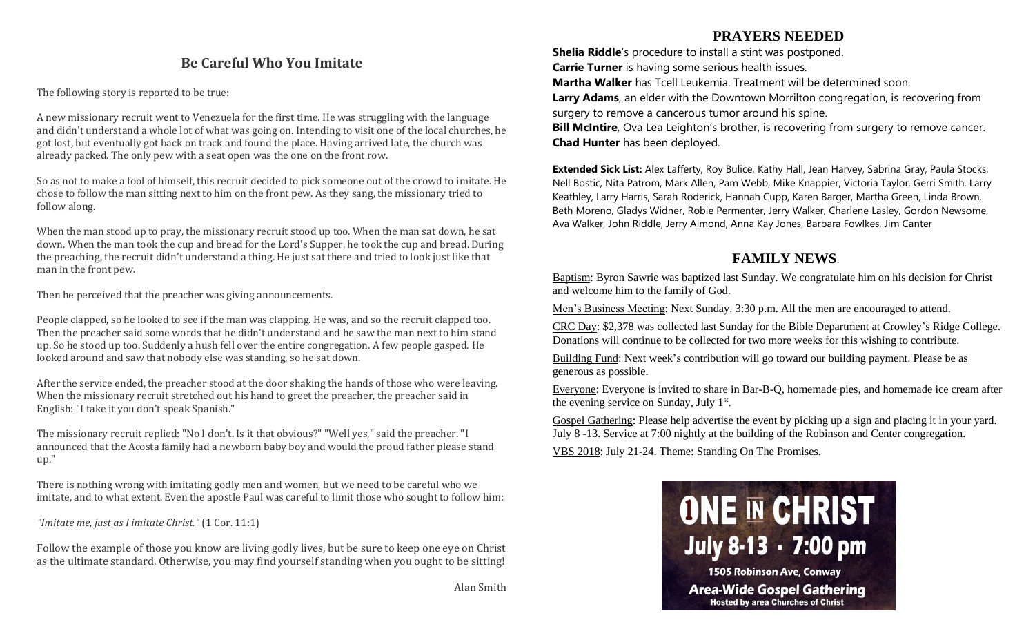## Be Careful Who You Imitate

The following story is reported to be true:

A new missionary recruit went to Venezuela for the first time. He was struggling with the language and didn't understand a whole lot of what was going on. Intending to visit one of the local churches, he got lost, but eventually got back on track and found the place. Having arrived late, the church was already packed. The only pew with a seat open was the one on the front row.

So as not to make a fool of himself, this recruit decided to pick someone out of the crowd to imitate. He chose to follow the man sitting next to him on the front pew. As they sang, the missionary tried to follow along.

When the man stood up to pray, the missionary recruit stood up too. When the man sat down, he sat down. When the man took the cup and bread for the Lord's Supper, he took the cup and bread. During the preaching, the recruit didn't understand a thing. He just sat there and tried to look just like that man in the front pew.

Then he perceived that the preacher was giving announcements.

People clapped, so he looked to see if the man was clapping. He was, and so the recruit clapped too. Then the preacher said some words that he didn't understand and he saw the man next to him stand up. So he stood up too. Suddenly a hush fell over the entire congregation. A few people gasped. He looked around and saw that nobody else was standing, so he sat down.

After the service ended, the preacher stood at the door shaking the hands of those who were leaving. When the missionary recruit stretched out his hand to greet the preacher, the preacher said in English: "I take it you don't speak Spanish."

The missionary recruit replied: "No I don't. Is it that obvious?" "Well yes," said the preacher. "I announced that the Acosta family had a newborn baby boy and would the proud father please stand up."

There is nothing wrong with imitating godly men and women, but we need to be careful who we imitate, and to what extent. Even the apostle Paul was careful to limit those who sought to follow him:

*"Imitate me, just as I imitate Christ."* (1 Cor. 11:1)

Follow the example of those you know are living godly lives, but be sure to keep one eye on Christ as the ultimate standard. Otherwise, you may find yourself standing when you ought to be sitting!

Alan Smith

## PRAYERS NEEDED

**Shelia Riddle**'s procedure to install a stint was postponed.
**Carrie Turner** is having some serious health issues.
**Martha Walker** has Tcell Leukemia. Treatment will be determined soon.
**Larry Adams**, an elder with the Downtown Morrilton congregation, is recovering from surgery to remove a cancerous tumor around his spine.
**Bill McIntire**, Ova Lea Leighton's brother, is recovering from surgery to remove cancer.
**Chad Hunter** has been deployed.

**Extended Sick List:** Alex Lafferty, Roy Bulice, Kathy Hall, Jean Harvey, Sabrina Gray, Paula Stocks, Nell Bostic, Nita Patrom, Mark Allen, Pam Webb, Mike Knappier, Victoria Taylor, Gerri Smith, Larry Keathley, Larry Harris, Sarah Roderick, Hannah Cupp, Karen Barger, Martha Green, Linda Brown, Beth Moreno, Gladys Widner, Robie Permenter, Jerry Walker, Charlene Lasley, Gordon Newsome, Ava Walker, John Riddle, Jerry Almond, Anna Kay Jones, Barbara Fowlkes, Jim Canter

## FAMILY NEWS.

Baptism: Byron Sawrie was baptized last Sunday. We congratulate him on his decision for Christ and welcome him to the family of God.

Men's Business Meeting: Next Sunday. 3:30 p.m. All the men are encouraged to attend.

CRC Day: $2,378 was collected last Sunday for the Bible Department at Crowley's Ridge College. Donations will continue to be collected for two more weeks for this wishing to contribute.

Building Fund: Next week's contribution will go toward our building payment. Please be as generous as possible.

Everyone: Everyone is invited to share in Bar-B-Q, homemade pies, and homemade ice cream after the evening service on Sunday, July 1st.

Gospel Gathering: Please help advertise the event by picking up a sign and placing it in your yard. July 8 -13. Service at 7:00 nightly at the building of the Robinson and Center congregation.

VBS 2018: July 21-24. Theme: Standing On The Promises.

ONE IN CHRIST
July 8-13 · 7:00 pm
1505 Robinson Ave, Conway
Area-Wide Gospel Gathering
Hosted by area Churches of Christ